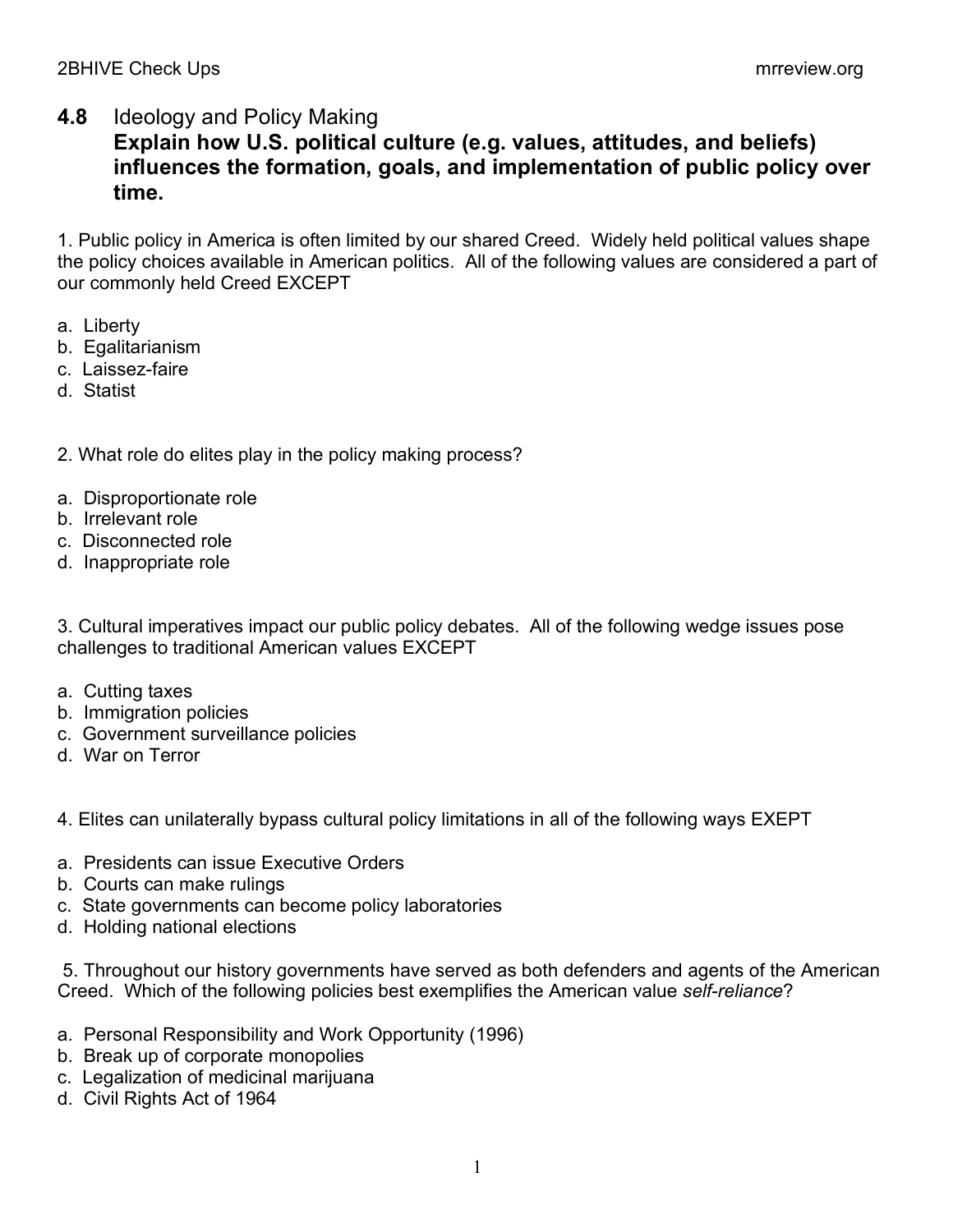## 4.8 Ideology and Policy Making

**Explain how U.S. political culture (e.g. values, attitudes, and beliefs) influences the formation, goals, and implementation of public policy over time.**

1. Public policy in America is often limited by our shared Creed. Widely held political values shape the policy choices available in American politics. All of the following values are considered a part of our commonly held Creed EXCEPT

a. Liberty
b. Egalitarianism
c. Laissez-faire
d. Statist

2. What role do elites play in the policy making process?

a. Disproportionate role
b. Irrelevant role
c. Disconnected role
d. Inappropriate role

3. Cultural imperatives impact our public policy debates. All of the following wedge issues pose challenges to traditional American values EXCEPT

a. Cutting taxes
b. Immigration policies
c. Government surveillance policies
d. War on Terror

4. Elites can unilaterally bypass cultural policy limitations in all of the following ways EXEPT

a. Presidents can issue Executive Orders
b. Courts can make rulings
c. State governments can become policy laboratories
d. Holding national elections

5. Throughout our history governments have served as both defenders and agents of the American Creed. Which of the following policies best exemplifies the American value *self-reliance*?

a. Personal Responsibility and Work Opportunity (1996)
b. Break up of corporate monopolies
c. Legalization of medicinal marijuana
d. Civil Rights Act of 1964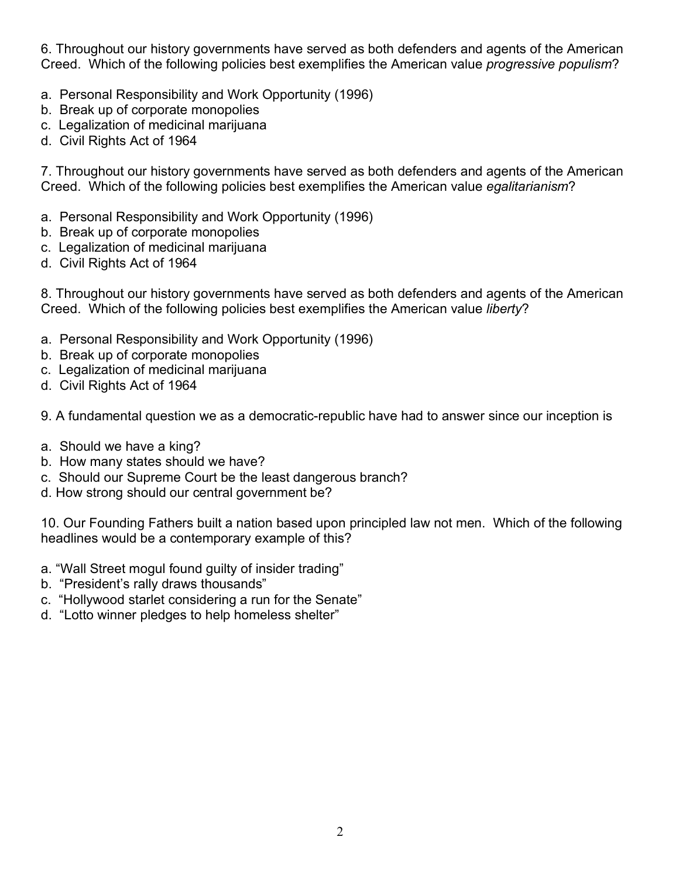6. Throughout our history governments have served as both defenders and agents of the American Creed. Which of the following policies best exemplifies the American value *progressive populism*?

a. Personal Responsibility and Work Opportunity (1996)
b. Break up of corporate monopolies
c. Legalization of medicinal marijuana
d. Civil Rights Act of 1964

7. Throughout our history governments have served as both defenders and agents of the American Creed. Which of the following policies best exemplifies the American value *egalitarianism*?

a. Personal Responsibility and Work Opportunity (1996)
b. Break up of corporate monopolies
c. Legalization of medicinal marijuana
d. Civil Rights Act of 1964

8. Throughout our history governments have served as both defenders and agents of the American Creed. Which of the following policies best exemplifies the American value *liberty*?

a. Personal Responsibility and Work Opportunity (1996)
b. Break up of corporate monopolies
c. Legalization of medicinal marijuana
d. Civil Rights Act of 1964

9. A fundamental question we as a democratic-republic have had to answer since our inception is

a. Should we have a king?
b. How many states should we have?
c. Should our Supreme Court be the least dangerous branch?
d. How strong should our central government be?

10. Our Founding Fathers built a nation based upon principled law not men. Which of the following headlines would be a contemporary example of this?

a. "Wall Street mogul found guilty of insider trading"
b. "President's rally draws thousands"
c. "Hollywood starlet considering a run for the Senate"
d. "Lotto winner pledges to help homeless shelter"